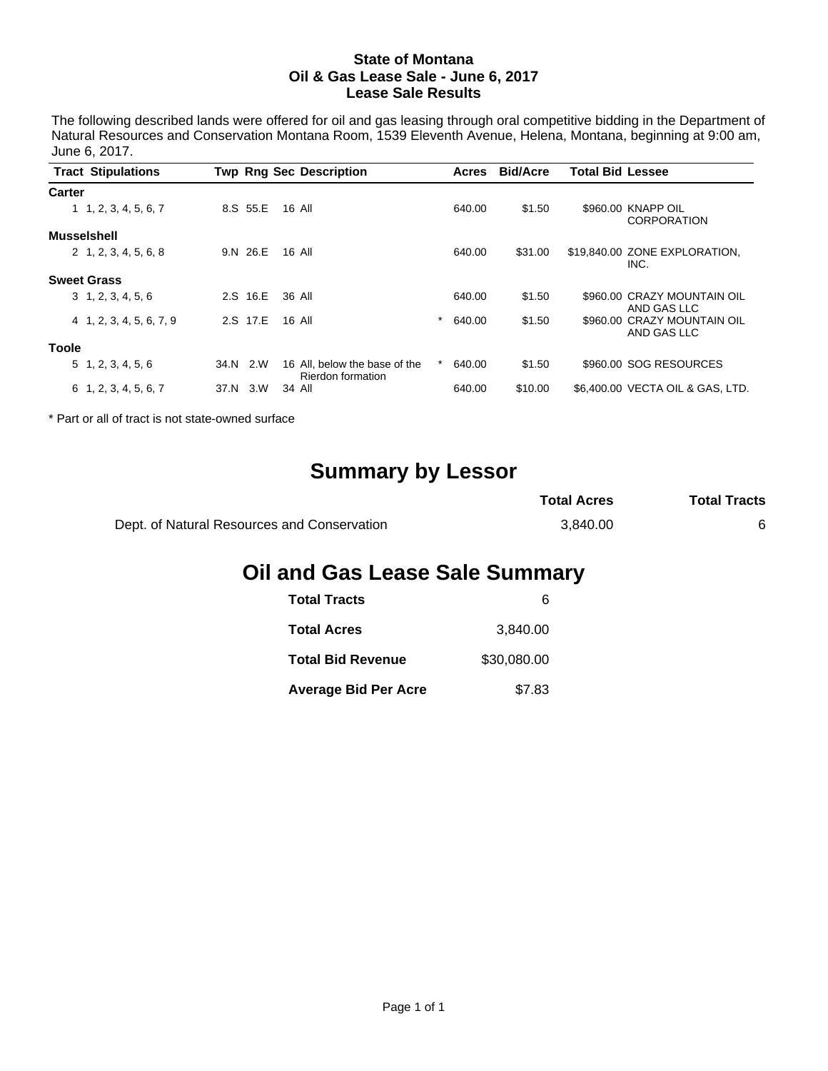**State of Montana**
**Oil & Gas Lease Sale - June 6, 2017**
**Lease Sale Results**

The following described lands were offered for oil and gas leasing through oral competitive bidding in the Department of Natural Resources and Conservation Montana Room, 1539 Eleventh Avenue, Helena, Montana, beginning at 9:00 am, June 6, 2017.

| Tract | Stipulations | Twp | Rng | Sec | Description | | Acres | Bid/Acre | Total Bid | Lessee |
|---|---|---|---|---|---|---|---|---|---|---|
| **Carter** | | | | | | | | | | |
| 1 | 1, 2, 3, 4, 5, 6, 7 | 8.S | 55.E | 16 | All | | 640.00 | $1.50 | $960.00 | KNAPP OIL CORPORATION |
| **Musselshell** | | | | | | | | | | |
| 2 | 1, 2, 3, 4, 5, 6, 8 | 9.N | 26.E | 16 | All | | 640.00 | $31.00 | $19,840.00 | ZONE EXPLORATION, INC. |
| **Sweet Grass** | | | | | | | | | | |
| 3 | 1, 2, 3, 4, 5, 6 | 2.S | 16.E | 36 | All | | 640.00 | $1.50 | $960.00 | CRAZY MOUNTAIN OIL AND GAS LLC |
| 4 | 1, 2, 3, 4, 5, 6, 7, 9 | 2.S | 17.E | 16 | All | * | 640.00 | $1.50 | $960.00 | CRAZY MOUNTAIN OIL AND GAS LLC |
| **Toole** | | | | | | | | | | |
| 5 | 1, 2, 3, 4, 5, 6 | 34.N | 2.W | 16 | All, below the base of the Rierdon formation | * | 640.00 | $1.50 | $960.00 | SOG RESOURCES |
| 6 | 1, 2, 3, 4, 5, 6, 7 | 37.N | 3.W | 34 | All | | 640.00 | $10.00 | $6,400.00 | VECTA OIL & GAS, LTD. |

* Part or all of tract is not state-owned surface

## Summary by Lessor

| | Total Acres | Total Tracts |
|---|---|---|
| Dept. of Natural Resources and Conservation | 3,840.00 | 6 |

## Oil and Gas Lease Sale Summary

| | |
|---|---|
| **Total Tracts** | 6 |
| **Total Acres** | 3,840.00 |
| **Total Bid Revenue** | $30,080.00 |
| **Average Bid Per Acre** | $7.83 |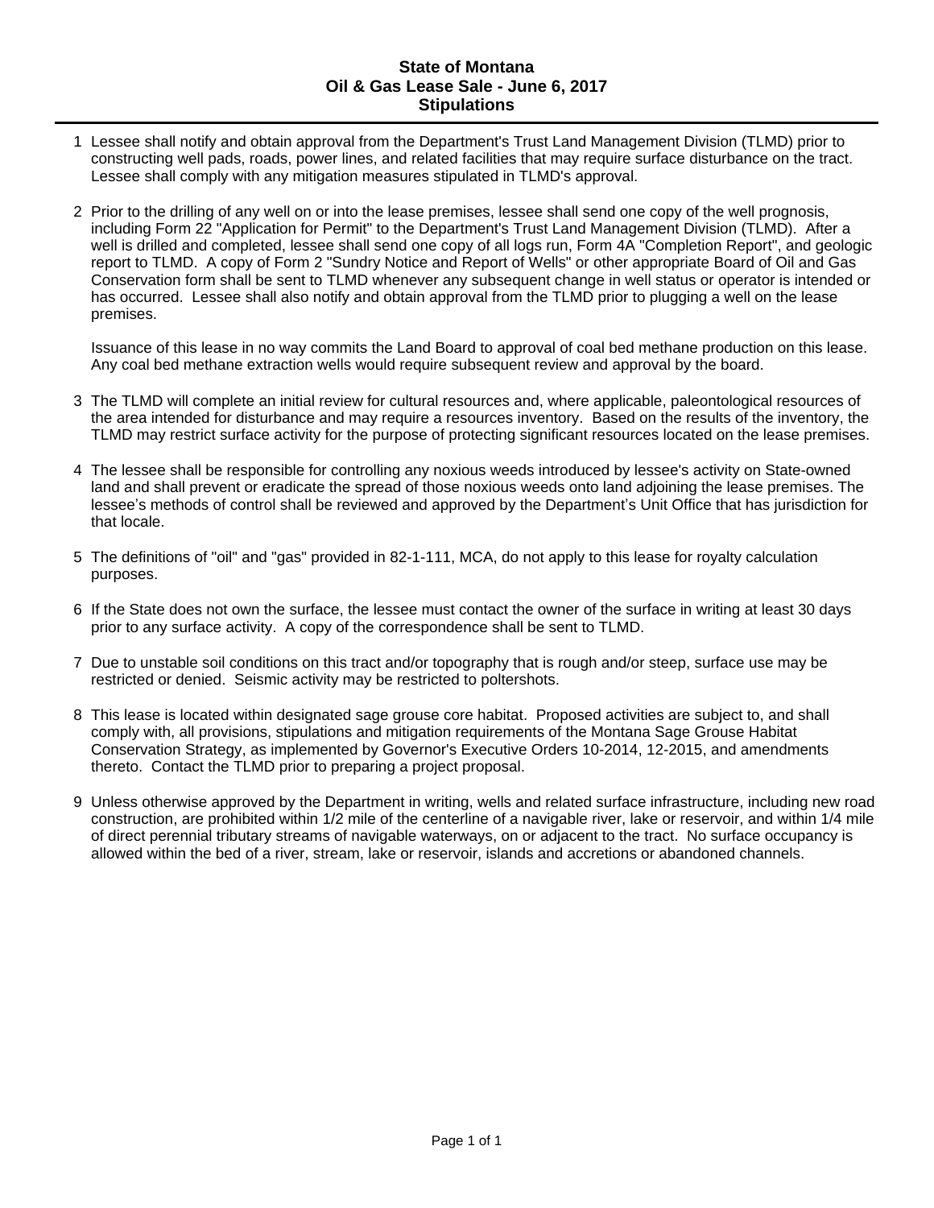# State of Montana
## Oil & Gas Lease Sale - June 6, 2017
## Stipulations

1. Lessee shall notify and obtain approval from the Department's Trust Land Management Division (TLMD) prior to constructing well pads, roads, power lines, and related facilities that may require surface disturbance on the tract. Lessee shall comply with any mitigation measures stipulated in TLMD's approval.

2. Prior to the drilling of any well on or into the lease premises, lessee shall send one copy of the well prognosis, including Form 22 "Application for Permit" to the Department's Trust Land Management Division (TLMD). After a well is drilled and completed, lessee shall send one copy of all logs run, Form 4A "Completion Report", and geologic report to TLMD. A copy of Form 2 "Sundry Notice and Report of Wells" or other appropriate Board of Oil and Gas Conservation form shall be sent to TLMD whenever any subsequent change in well status or operator is intended or has occurred. Lessee shall also notify and obtain approval from the TLMD prior to plugging a well on the lease premises.

   Issuance of this lease in no way commits the Land Board to approval of coal bed methane production on this lease. Any coal bed methane extraction wells would require subsequent review and approval by the board.

3. The TLMD will complete an initial review for cultural resources and, where applicable, paleontological resources of the area intended for disturbance and may require a resources inventory. Based on the results of the inventory, the TLMD may restrict surface activity for the purpose of protecting significant resources located on the lease premises.

4. The lessee shall be responsible for controlling any noxious weeds introduced by lessee's activity on State-owned land and shall prevent or eradicate the spread of those noxious weeds onto land adjoining the lease premises. The lessee's methods of control shall be reviewed and approved by the Department's Unit Office that has jurisdiction for that locale.

5. The definitions of "oil" and "gas" provided in 82-1-111, MCA, do not apply to this lease for royalty calculation purposes.

6. If the State does not own the surface, the lessee must contact the owner of the surface in writing at least 30 days prior to any surface activity. A copy of the correspondence shall be sent to TLMD.

7. Due to unstable soil conditions on this tract and/or topography that is rough and/or steep, surface use may be restricted or denied. Seismic activity may be restricted to poltershots.

8. This lease is located within designated sage grouse core habitat. Proposed activities are subject to, and shall comply with, all provisions, stipulations and mitigation requirements of the Montana Sage Grouse Habitat Conservation Strategy, as implemented by Governor's Executive Orders 10-2014, 12-2015, and amendments thereto. Contact the TLMD prior to preparing a project proposal.

9. Unless otherwise approved by the Department in writing, wells and related surface infrastructure, including new road construction, are prohibited within 1/2 mile of the centerline of a navigable river, lake or reservoir, and within 1/4 mile of direct perennial tributary streams of navigable waterways, on or adjacent to the tract. No surface occupancy is allowed within the bed of a river, stream, lake or reservoir, islands and accretions or abandoned channels.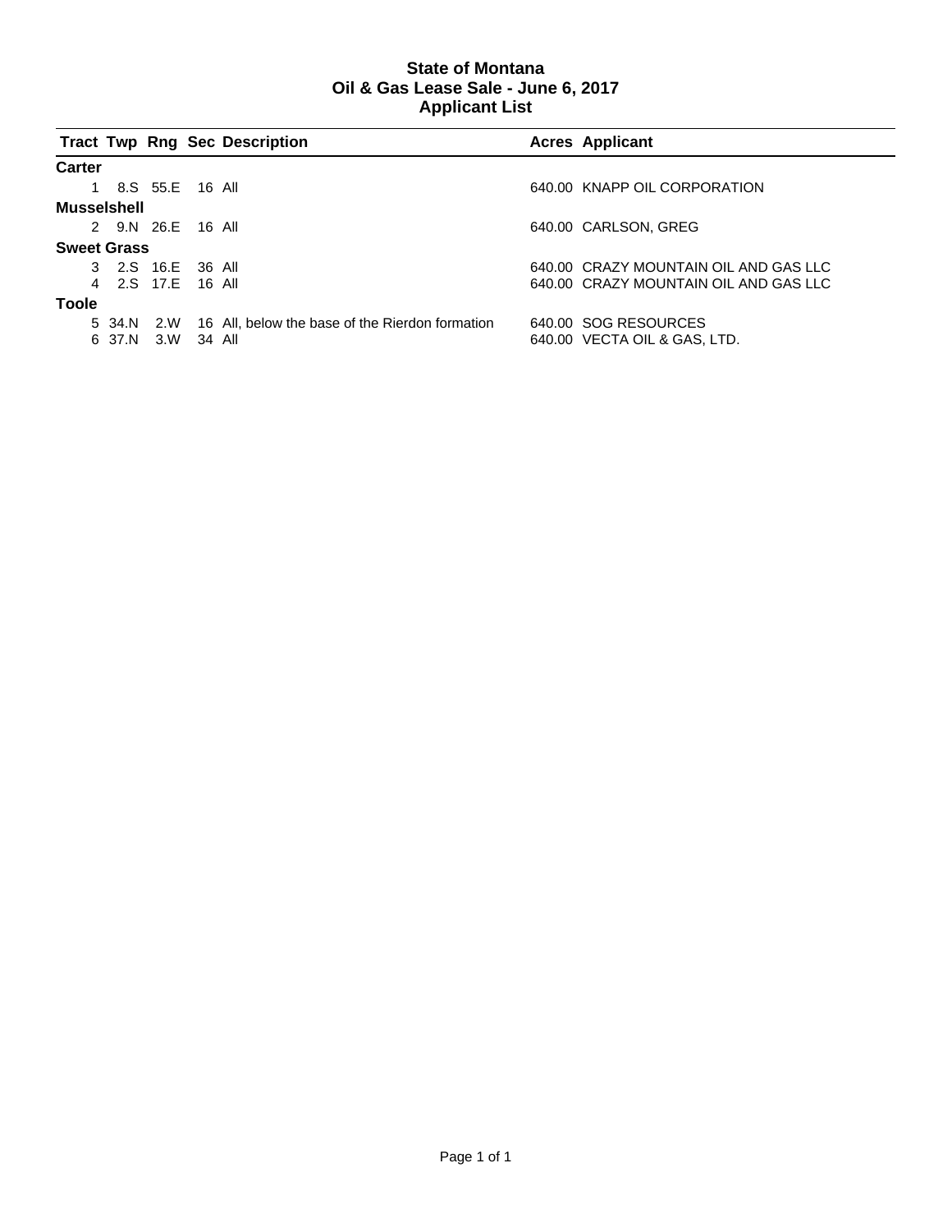# State of Montana
## Oil & Gas Lease Sale - June 6, 2017
## Applicant List

| Tract | Twp | Rng | Sec | Description | Acres | Applicant |
|---|---|---|---|---|---|---|
| **Carter** | | | | | | |
| 1 | 8.S | 55.E | 16 | All | 640.00 | KNAPP OIL CORPORATION |
| **Musselshell** | | | | | | |
| 2 | 9.N | 26.E | 16 | All | 640.00 | CARLSON, GREG |
| **Sweet Grass** | | | | | | |
| 3 | 2.S | 16.E | 36 | All | 640.00 | CRAZY MOUNTAIN OIL AND GAS LLC |
| 4 | 2.S | 17.E | 16 | All | 640.00 | CRAZY MOUNTAIN OIL AND GAS LLC |
| **Toole** | | | | | | |
| 5 | 34.N | 2.W | 16 | All, below the base of the Rierdon formation | 640.00 | SOG RESOURCES |
| 6 | 37.N | 3.W | 34 | All | 640.00 | VECTA OIL & GAS, LTD. |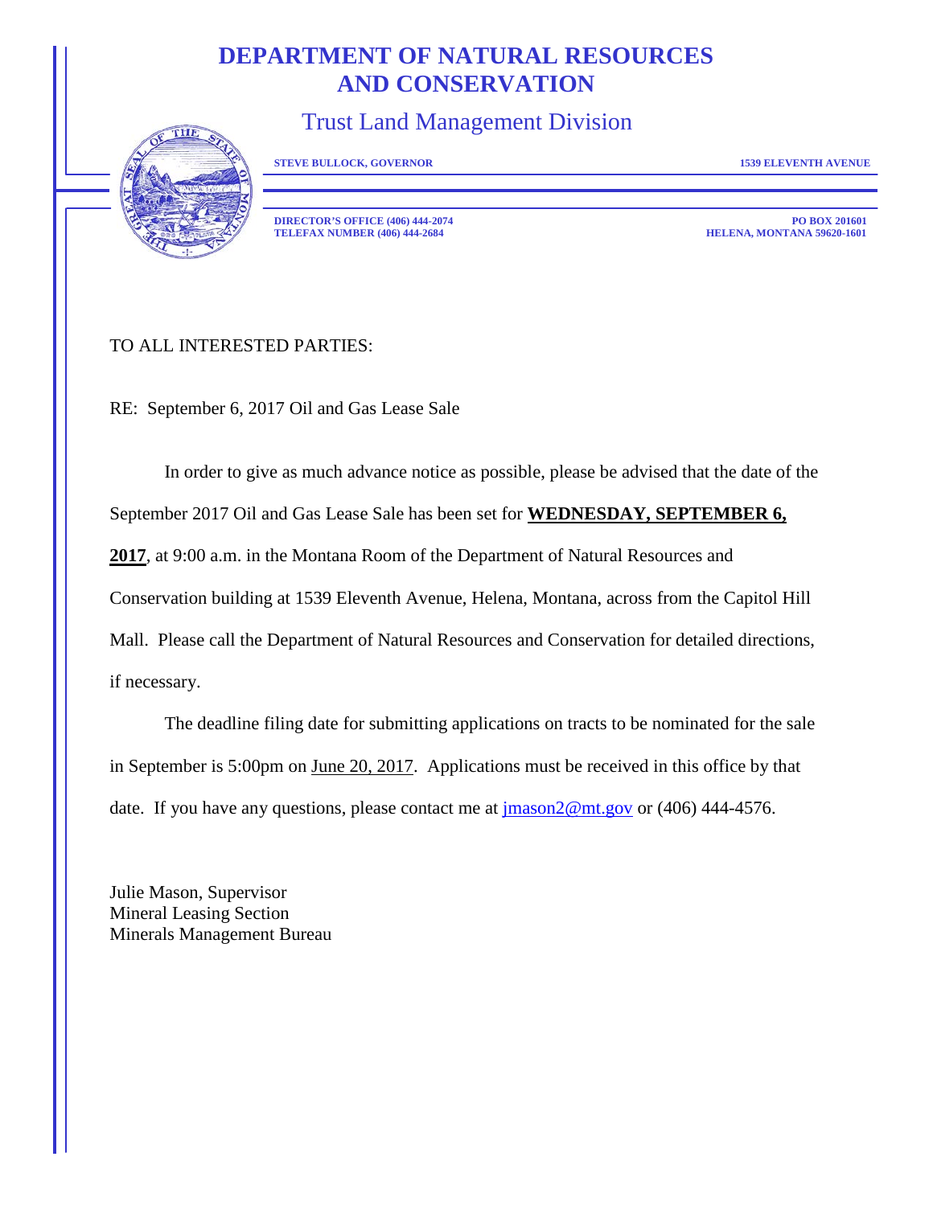# DEPARTMENT OF NATURAL RESOURCES AND CONSERVATION

## Trust Land Management Division

**STEVE BULLOCK, GOVERNOR** **1539 ELEVENTH AVENUE**

**DIRECTOR'S OFFICE (406) 444-2074**
**TELEFAX NUMBER (406) 444-2684**

**PO BOX 201601**
**HELENA, MONTANA 59620-1601**

TO ALL INTERESTED PARTIES:

RE: September 6, 2017 Oil and Gas Lease Sale

In order to give as much advance notice as possible, please be advised that the date of the September 2017 Oil and Gas Lease Sale has been set for **WEDNESDAY, SEPTEMBER 6, 2017**, at 9:00 a.m. in the Montana Room of the Department of Natural Resources and Conservation building at 1539 Eleventh Avenue, Helena, Montana, across from the Capitol Hill Mall. Please call the Department of Natural Resources and Conservation for detailed directions, if necessary.

The deadline filing date for submitting applications on tracts to be nominated for the sale in September is 5:00pm on June 20, 2017. Applications must be received in this office by that date. If you have any questions, please contact me at jmason2@mt.gov or (406) 444-4576.

Julie Mason, Supervisor
Mineral Leasing Section
Minerals Management Bureau